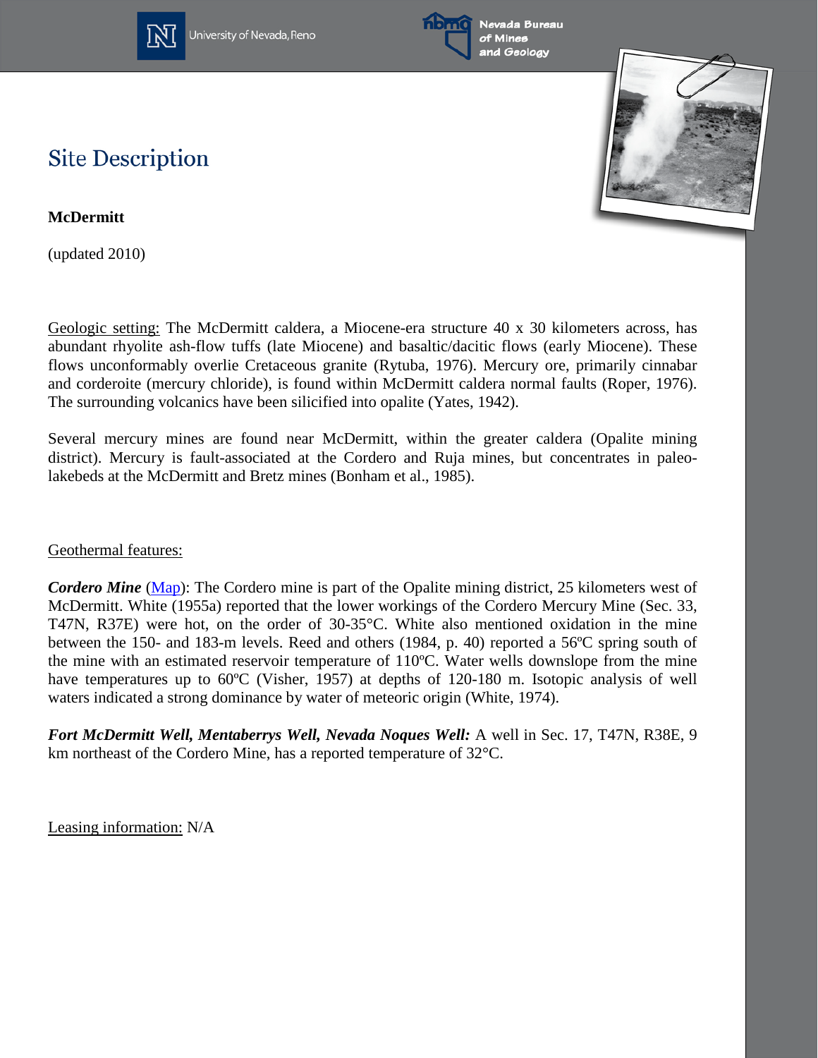# Site Description

**McDermitt**

(updated 2010)

Geologic setting: The McDermitt caldera, a Miocene-era structure 40 x 30 kilometers across, has abundant rhyolite ash-flow tuffs (late Miocene) and basaltic/dacitic flows (early Miocene). These flows unconformably overlie Cretaceous granite (Rytuba, 1976). Mercury ore, primarily cinnabar and corderoite (mercury chloride), is found within McDermitt caldera normal faults (Roper, 1976). The surrounding volcanics have been silicified into opalite (Yates, 1942).

Several mercury mines are found near McDermitt, within the greater caldera (Opalite mining district). Mercury is fault-associated at the Cordero and Ruja mines, but concentrates in paleo-lakebeds at the McDermitt and Bretz mines (Bonham et al., 1985).

Geothermal features:

***Cordero Mine*** (Map): The Cordero mine is part of the Opalite mining district, 25 kilometers west of McDermitt. White (1955a) reported that the lower workings of the Cordero Mercury Mine (Sec. 33, T47N, R37E) were hot, on the order of 30-35°C. White also mentioned oxidation in the mine between the 150- and 183-m levels. Reed and others (1984, p. 40) reported a 56ºC spring south of the mine with an estimated reservoir temperature of 110ºC. Water wells downslope from the mine have temperatures up to 60ºC (Visher, 1957) at depths of 120-180 m. Isotopic analysis of well waters indicated a strong dominance by water of meteoric origin (White, 1974).

***Fort McDermitt Well, Mentaberrys Well, Nevada Noques Well:*** A well in Sec. 17, T47N, R38E, 9 km northeast of the Cordero Mine, has a reported temperature of 32°C.

Leasing information: N/A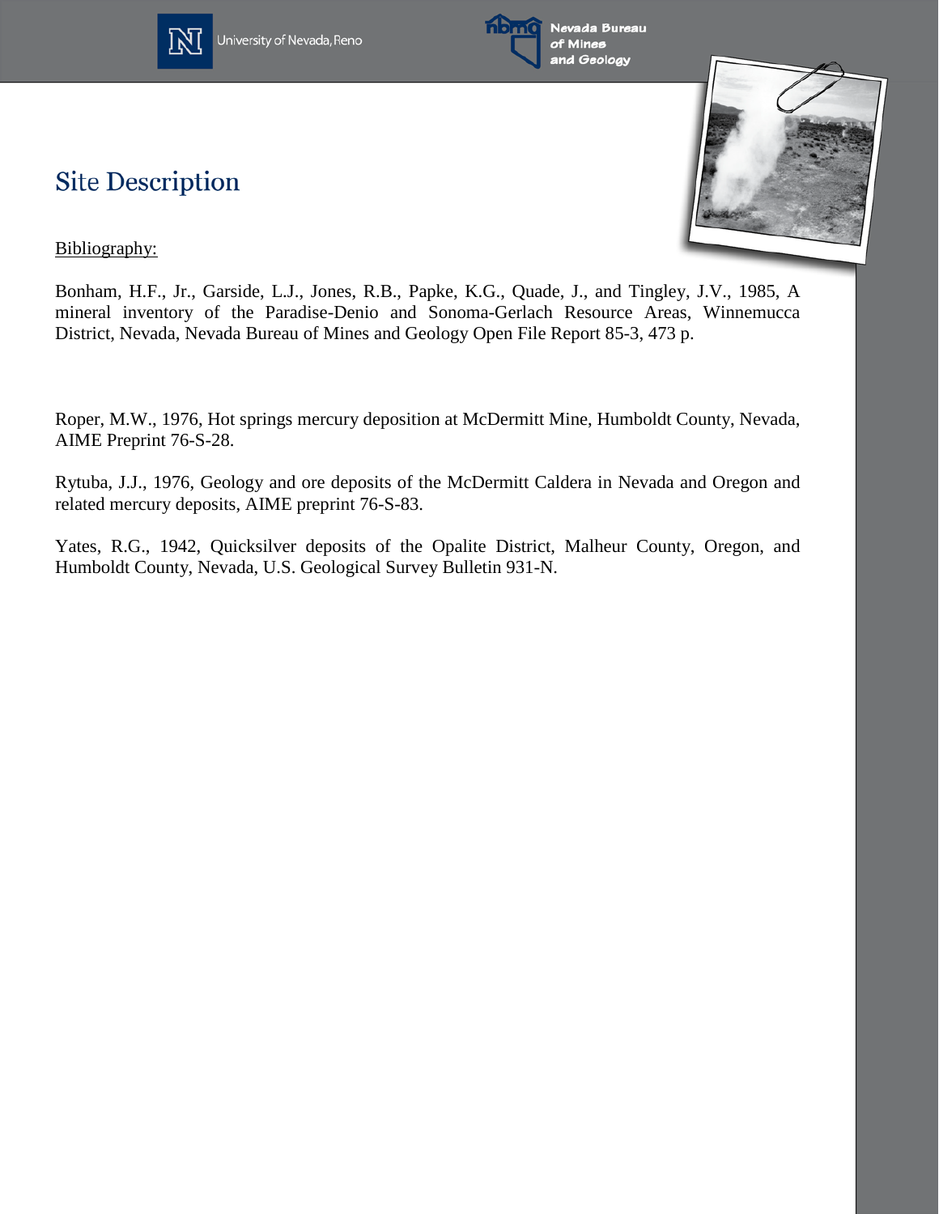## Site Description

Bibliography:

Bonham, H.F., Jr., Garside, L.J., Jones, R.B., Papke, K.G., Quade, J., and Tingley, J.V., 1985, A mineral inventory of the Paradise-Denio and Sonoma-Gerlach Resource Areas, Winnemucca District, Nevada, Nevada Bureau of Mines and Geology Open File Report 85-3, 473 p.

Roper, M.W., 1976, Hot springs mercury deposition at McDermitt Mine, Humboldt County, Nevada, AIME Preprint 76-S-28.

Rytuba, J.J., 1976, Geology and ore deposits of the McDermitt Caldera in Nevada and Oregon and related mercury deposits, AIME preprint 76-S-83.

Yates, R.G., 1942, Quicksilver deposits of the Opalite District, Malheur County, Oregon, and Humboldt County, Nevada, U.S. Geological Survey Bulletin 931-N.